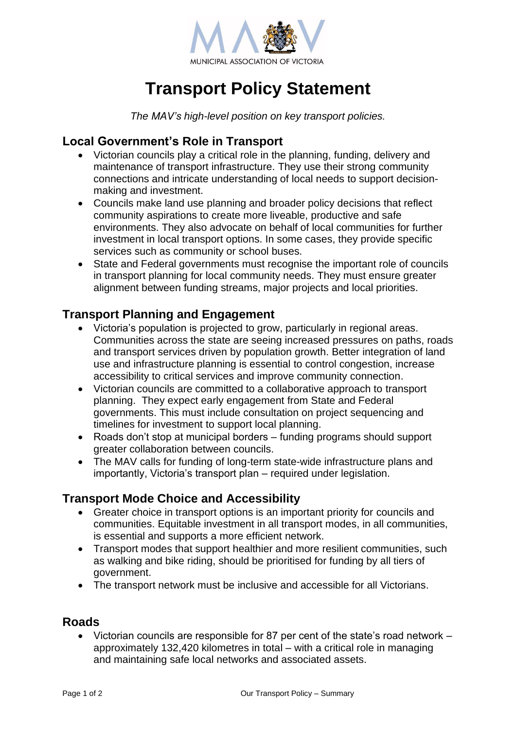MUNICIPAL ASSOCIATION OF VICTORIA

# Transport Policy Statement

*The MAV's high-level position on key transport policies.*

## Local Government's Role in Transport

- Victorian councils play a critical role in the planning, funding, delivery and maintenance of transport infrastructure. They use their strong community connections and intricate understanding of local needs to support decision-making and investment.
- Councils make land use planning and broader policy decisions that reflect community aspirations to create more liveable, productive and safe environments. They also advocate on behalf of local communities for further investment in local transport options. In some cases, they provide specific services such as community or school buses.
- State and Federal governments must recognise the important role of councils in transport planning for local community needs. They must ensure greater alignment between funding streams, major projects and local priorities.

## Transport Planning and Engagement

- Victoria's population is projected to grow, particularly in regional areas. Communities across the state are seeing increased pressures on paths, roads and transport services driven by population growth. Better integration of land use and infrastructure planning is essential to control congestion, increase accessibility to critical services and improve community connection.
- Victorian councils are committed to a collaborative approach to transport planning. They expect early engagement from State and Federal governments. This must include consultation on project sequencing and timelines for investment to support local planning.
- Roads don't stop at municipal borders – funding programs should support greater collaboration between councils.
- The MAV calls for funding of long-term state-wide infrastructure plans and importantly, Victoria's transport plan – required under legislation.

## Transport Mode Choice and Accessibility

- Greater choice in transport options is an important priority for councils and communities. Equitable investment in all transport modes, in all communities, is essential and supports a more efficient network.
- Transport modes that support healthier and more resilient communities, such as walking and bike riding, should be prioritised for funding by all tiers of government.
- The transport network must be inclusive and accessible for all Victorians.

## Roads

- Victorian councils are responsible for 87 per cent of the state's road network – approximately 132,420 kilometres in total – with a critical role in managing and maintaining safe local networks and associated assets.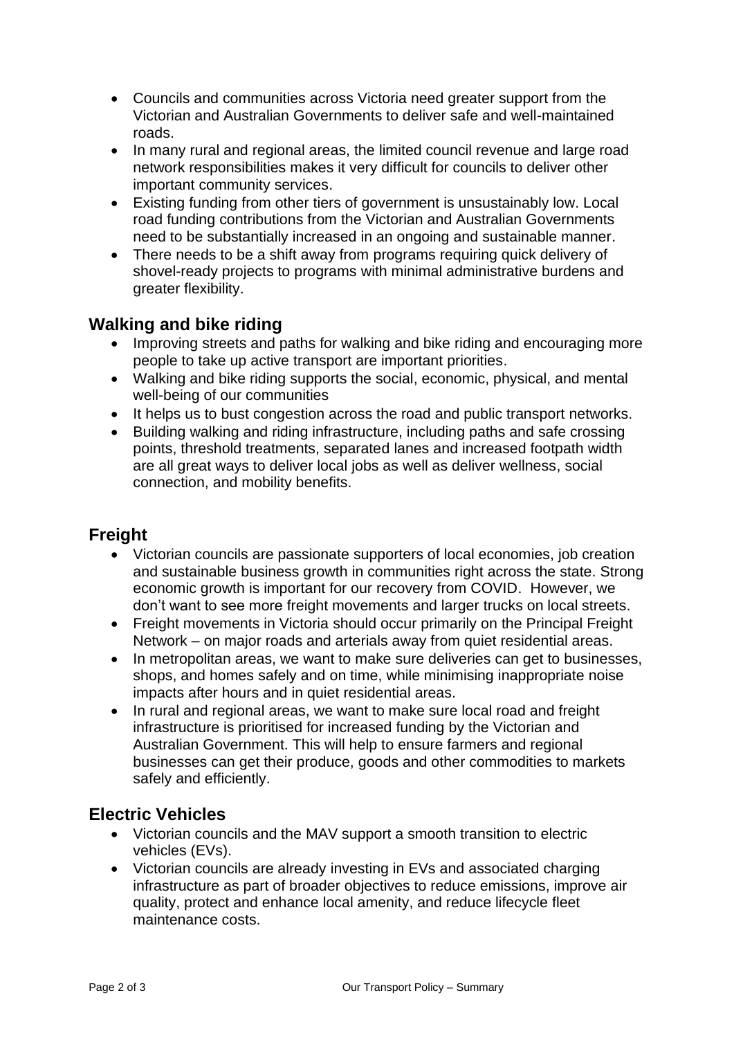- Councils and communities across Victoria need greater support from the Victorian and Australian Governments to deliver safe and well-maintained roads.
- In many rural and regional areas, the limited council revenue and large road network responsibilities makes it very difficult for councils to deliver other important community services.
- Existing funding from other tiers of government is unsustainably low. Local road funding contributions from the Victorian and Australian Governments need to be substantially increased in an ongoing and sustainable manner.
- There needs to be a shift away from programs requiring quick delivery of shovel-ready projects to programs with minimal administrative burdens and greater flexibility.

## Walking and bike riding

- Improving streets and paths for walking and bike riding and encouraging more people to take up active transport are important priorities.
- Walking and bike riding supports the social, economic, physical, and mental well-being of our communities
- It helps us to bust congestion across the road and public transport networks.
- Building walking and riding infrastructure, including paths and safe crossing points, threshold treatments, separated lanes and increased footpath width are all great ways to deliver local jobs as well as deliver wellness, social connection, and mobility benefits.

## Freight

- Victorian councils are passionate supporters of local economies, job creation and sustainable business growth in communities right across the state. Strong economic growth is important for our recovery from COVID. However, we don't want to see more freight movements and larger trucks on local streets.
- Freight movements in Victoria should occur primarily on the Principal Freight Network – on major roads and arterials away from quiet residential areas.
- In metropolitan areas, we want to make sure deliveries can get to businesses, shops, and homes safely and on time, while minimising inappropriate noise impacts after hours and in quiet residential areas.
- In rural and regional areas, we want to make sure local road and freight infrastructure is prioritised for increased funding by the Victorian and Australian Government. This will help to ensure farmers and regional businesses can get their produce, goods and other commodities to markets safely and efficiently.

## Electric Vehicles

- Victorian councils and the MAV support a smooth transition to electric vehicles (EVs).
- Victorian councils are already investing in EVs and associated charging infrastructure as part of broader objectives to reduce emissions, improve air quality, protect and enhance local amenity, and reduce lifecycle fleet maintenance costs.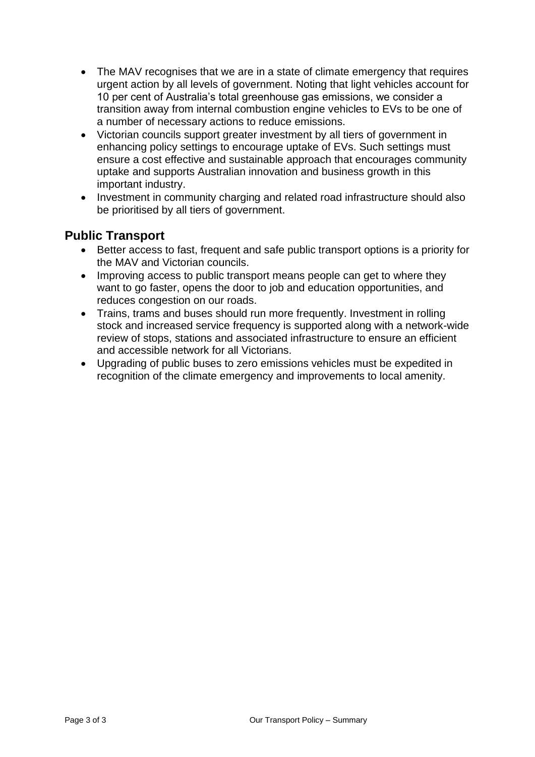- The MAV recognises that we are in a state of climate emergency that requires urgent action by all levels of government. Noting that light vehicles account for 10 per cent of Australia's total greenhouse gas emissions, we consider a transition away from internal combustion engine vehicles to EVs to be one of a number of necessary actions to reduce emissions.
- Victorian councils support greater investment by all tiers of government in enhancing policy settings to encourage uptake of EVs. Such settings must ensure a cost effective and sustainable approach that encourages community uptake and supports Australian innovation and business growth in this important industry.
- Investment in community charging and related road infrastructure should also be prioritised by all tiers of government.

## Public Transport

- Better access to fast, frequent and safe public transport options is a priority for the MAV and Victorian councils.
- Improving access to public transport means people can get to where they want to go faster, opens the door to job and education opportunities, and reduces congestion on our roads.
- Trains, trams and buses should run more frequently. Investment in rolling stock and increased service frequency is supported along with a network-wide review of stops, stations and associated infrastructure to ensure an efficient and accessible network for all Victorians.
- Upgrading of public buses to zero emissions vehicles must be expedited in recognition of the climate emergency and improvements to local amenity.